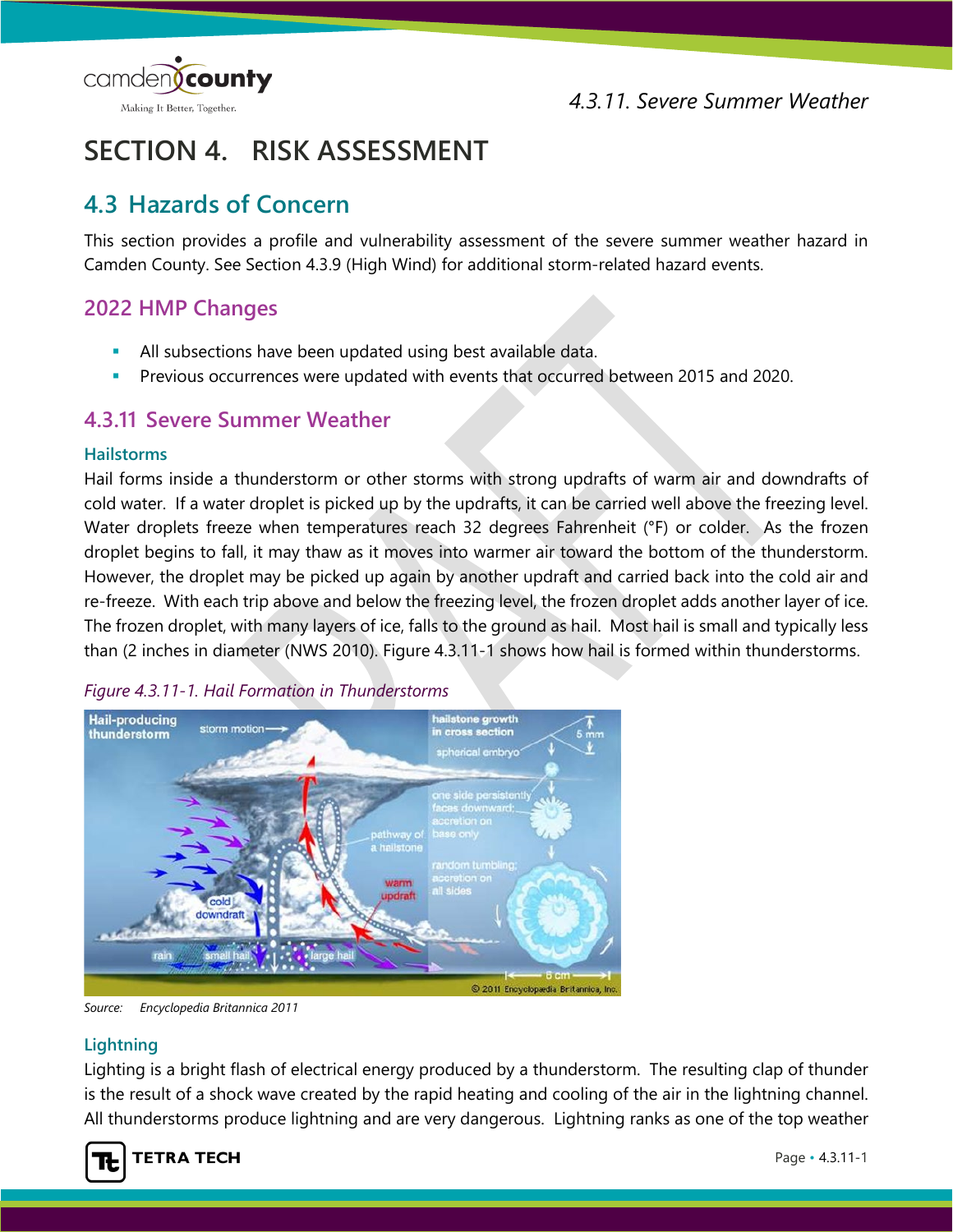# SECTION 4. RISK ASSESSMENT

## 4.3 Hazards of Concern

This section provides a profile and vulnerability assessment of the severe summer weather hazard in Camden County. See Section 4.3.9 (High Wind) for additional storm-related hazard events.

### 2022 HMP Changes

- All subsections have been updated using best available data.
- Previous occurrences were updated with events that occurred between 2015 and 2020.

### 4.3.11 Severe Summer Weather

#### Hailstorms

Hail forms inside a thunderstorm or other storms with strong updrafts of warm air and downdrafts of cold water. If a water droplet is picked up by the updrafts, it can be carried well above the freezing level. Water droplets freeze when temperatures reach 32 degrees Fahrenheit (°F) or colder. As the frozen droplet begins to fall, it may thaw as it moves into warmer air toward the bottom of the thunderstorm. However, the droplet may be picked up again by another updraft and carried back into the cold air and re-freeze. With each trip above and below the freezing level, the frozen droplet adds another layer of ice. The frozen droplet, with many layers of ice, falls to the ground as hail. Most hail is small and typically less than (2 inches in diameter (NWS 2010). Figure 4.3.11-1 shows how hail is formed within thunderstorms.

*Figure 4.3.11-1. Hail Formation in Thunderstorms*

Source: *Encyclopedia Britannica 2011*

#### Lightning

Lighting is a bright flash of electrical energy produced by a thunderstorm. The resulting clap of thunder is the result of a shock wave created by the rapid heating and cooling of the air in the lightning channel. All thunderstorms produce lightning and are very dangerous. Lightning ranks as one of the top weather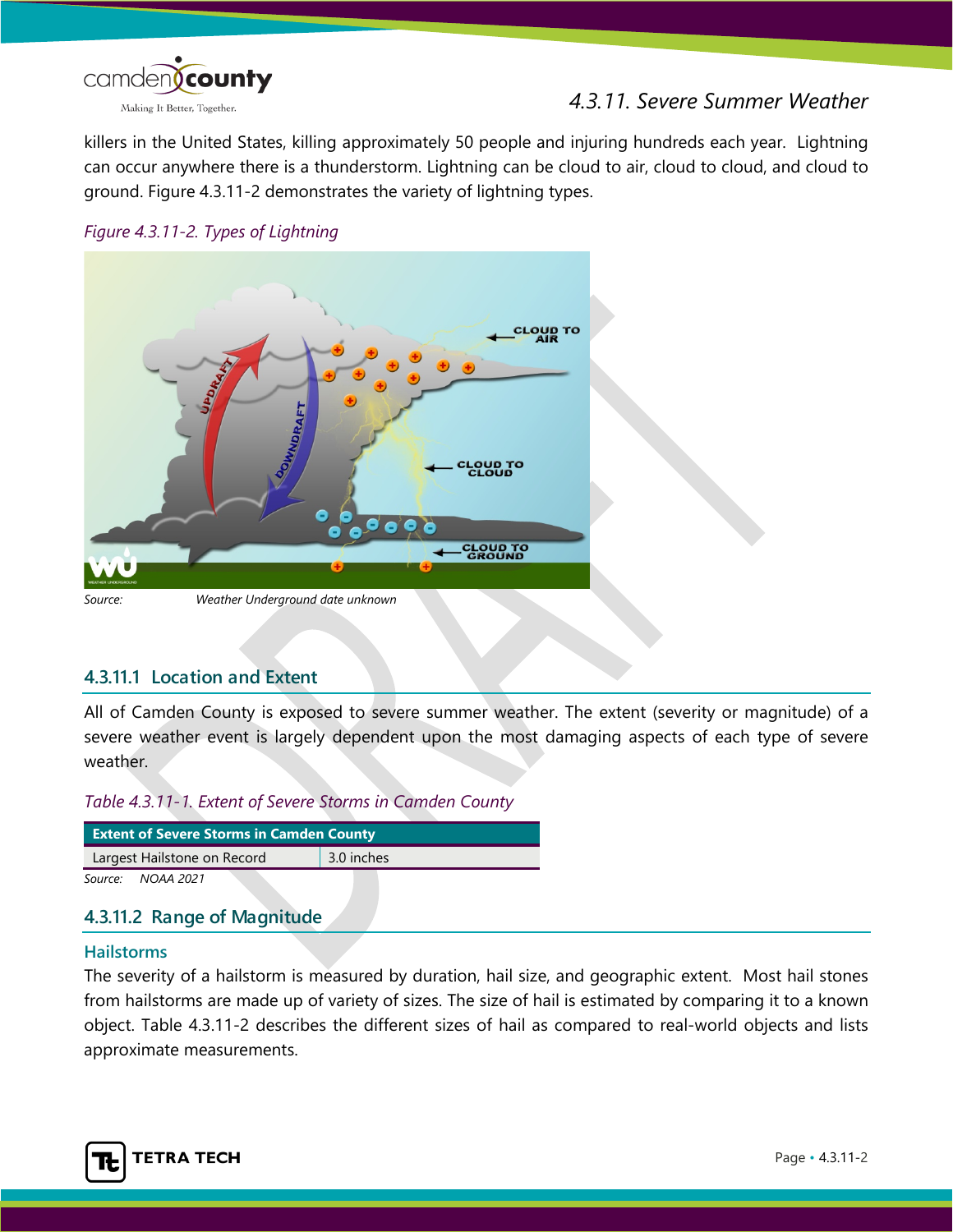killers in the United States, killing approximately 50 people and injuring hundreds each year. Lightning can occur anywhere there is a thunderstorm. Lightning can be cloud to air, cloud to cloud, and cloud to ground. Figure 4.3.11-2 demonstrates the variety of lightning types.

*Figure 4.3.11-2. Types of Lightning*

*Source: Weather Underground date unknown*

## 4.3.11.1 Location and Extent

All of Camden County is exposed to severe summer weather. The extent (severity or magnitude) of a severe weather event is largely dependent upon the most damaging aspects of each type of severe weather.

*Table 4.3.11-1. Extent of Severe Storms in Camden County*

| Extent of Severe Storms in Camden County | |
|---|---|
| Largest Hailstone on Record | 3.0 inches |

*Source: NOAA 2021*

## 4.3.11.2 Range of Magnitude

### Hailstorms

The severity of a hailstorm is measured by duration, hail size, and geographic extent. Most hail stones from hailstorms are made up of variety of sizes. The size of hail is estimated by comparing it to a known object. Table 4.3.11-2 describes the different sizes of hail as compared to real-world objects and lists approximate measurements.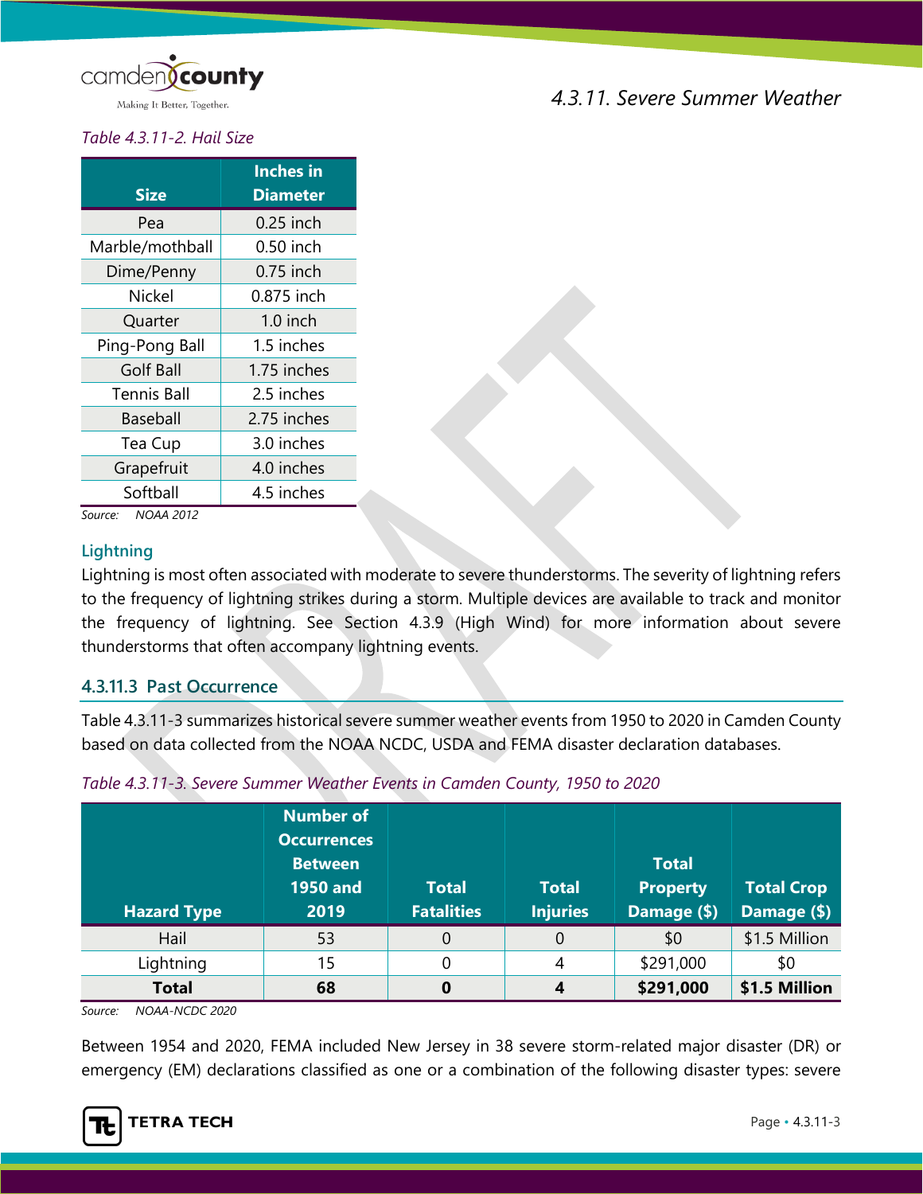*Table 4.3.11-2. Hail Size*

| Size | Inches in Diameter |
|---|---|
| Pea | 0.25 inch |
| Marble/mothball | 0.50 inch |
| Dime/Penny | 0.75 inch |
| Nickel | 0.875 inch |
| Quarter | 1.0 inch |
| Ping-Pong Ball | 1.5 inches |
| Golf Ball | 1.75 inches |
| Tennis Ball | 2.5 inches |
| Baseball | 2.75 inches |
| Tea Cup | 3.0 inches |
| Grapefruit | 4.0 inches |
| Softball | 4.5 inches |

*Source: NOAA 2012*

### Lightning

Lightning is most often associated with moderate to severe thunderstorms. The severity of lightning refers to the frequency of lightning strikes during a storm. Multiple devices are available to track and monitor the frequency of lightning. See Section 4.3.9 (High Wind) for more information about severe thunderstorms that often accompany lightning events.

## 4.3.11.3 Past Occurrence

Table 4.3.11-3 summarizes historical severe summer weather events from 1950 to 2020 in Camden County based on data collected from the NOAA NCDC, USDA and FEMA disaster declaration databases.

*Table 4.3.11-3. Severe Summer Weather Events in Camden County, 1950 to 2020*

| Hazard Type | Number of Occurrences Between 1950 and 2019 | Total Fatalities | Total Injuries | Total Property Damage ($) | Total Crop Damage ($) |
|---|---|---|---|---|---|
| Hail | 53 | 0 | 0 | $0 | $1.5 Million |
| Lightning | 15 | 0 | 4 | $291,000 | $0 |
| **Total** | **68** | **0** | **4** | **$291,000** | **$1.5 Million** |

*Source: NOAA-NCDC 2020*

Between 1954 and 2020, FEMA included New Jersey in 38 severe storm-related major disaster (DR) or emergency (EM) declarations classified as one or a combination of the following disaster types: severe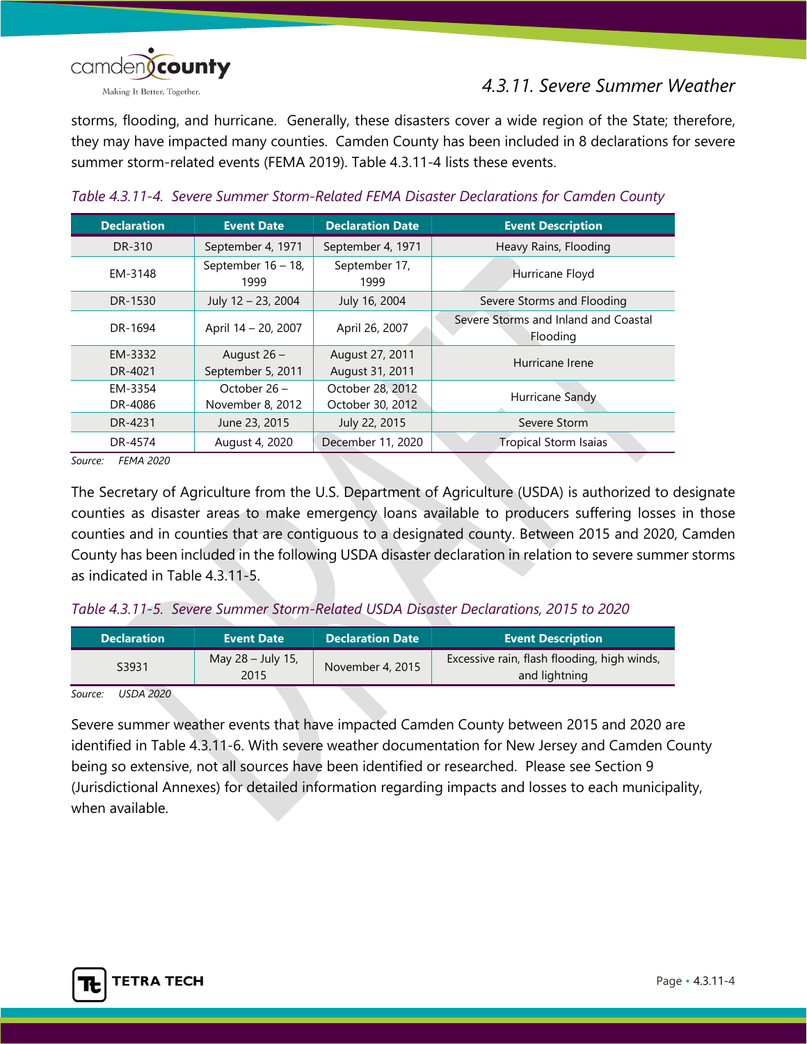storms, flooding, and hurricane. Generally, these disasters cover a wide region of the State; therefore, they may have impacted many counties. Camden County has been included in 8 declarations for severe summer storm-related events (FEMA 2019). Table 4.3.11-4 lists these events.

*Table 4.3.11-4. Severe Summer Storm-Related FEMA Disaster Declarations for Camden County*

| Declaration | Event Date | Declaration Date | Event Description |
|---|---|---|---|
| DR-310 | September 4, 1971 | September 4, 1971 | Heavy Rains, Flooding |
| EM-3148 | September 16 – 18, 1999 | September 17, 1999 | Hurricane Floyd |
| DR-1530 | July 12 – 23, 2004 | July 16, 2004 | Severe Storms and Flooding |
| DR-1694 | April 14 – 20, 2007 | April 26, 2007 | Severe Storms and Inland and Coastal Flooding |
| EM-3332<br>DR-4021 | August 26 – September 5, 2011 | August 27, 2011<br>August 31, 2011 | Hurricane Irene |
| EM-3354<br>DR-4086 | October 26 – November 8, 2012 | October 28, 2012<br>October 30, 2012 | Hurricane Sandy |
| DR-4231 | June 23, 2015 | July 22, 2015 | Severe Storm |
| DR-4574 | August 4, 2020 | December 11, 2020 | Tropical Storm Isaias |

*Source: FEMA 2020*

The Secretary of Agriculture from the U.S. Department of Agriculture (USDA) is authorized to designate counties as disaster areas to make emergency loans available to producers suffering losses in those counties and in counties that are contiguous to a designated county. Between 2015 and 2020, Camden County has been included in the following USDA disaster declaration in relation to severe summer storms as indicated in Table 4.3.11-5.

*Table 4.3.11-5. Severe Summer Storm-Related USDA Disaster Declarations, 2015 to 2020*

| Declaration | Event Date | Declaration Date | Event Description |
|---|---|---|---|
| S3931 | May 28 – July 15, 2015 | November 4, 2015 | Excessive rain, flash flooding, high winds, and lightning |

*Source: USDA 2020*

Severe summer weather events that have impacted Camden County between 2015 and 2020 are identified in Table 4.3.11-6. With severe weather documentation for New Jersey and Camden County being so extensive, not all sources have been identified or researched. Please see Section 9 (Jurisdictional Annexes) for detailed information regarding impacts and losses to each municipality, when available.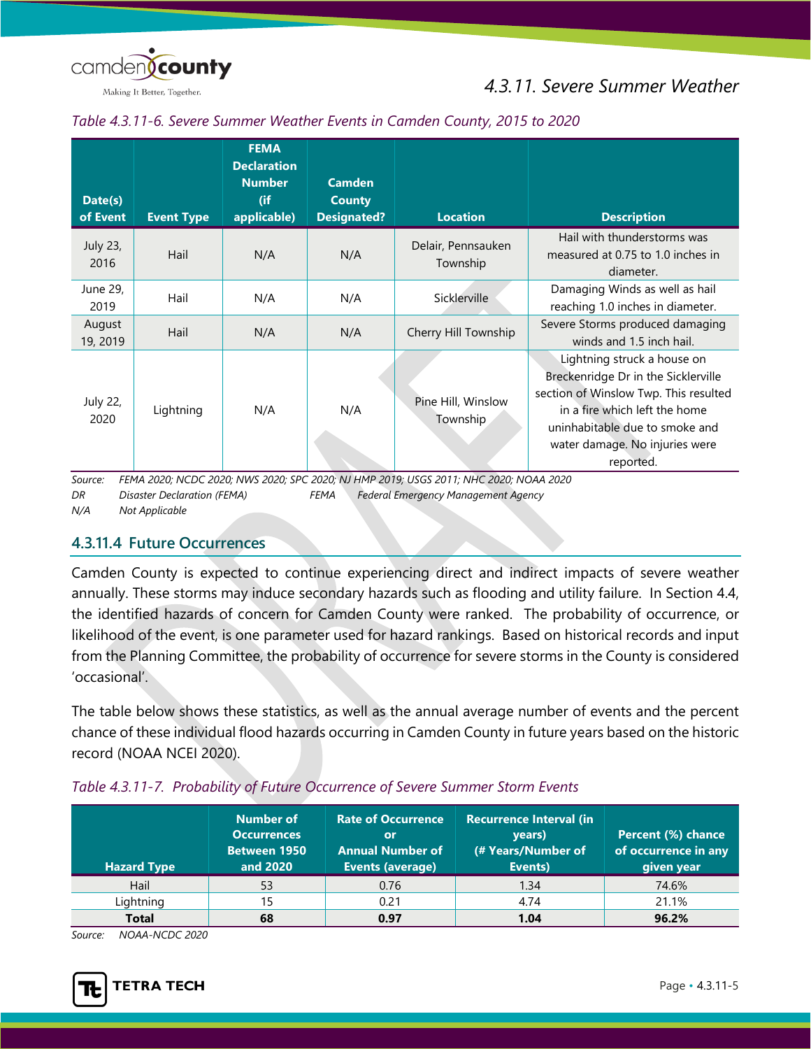*Table 4.3.11-6. Severe Summer Weather Events in Camden County, 2015 to 2020*

| Date(s) of Event | Event Type | FEMA Declaration Number (if applicable) | Camden County Designated? | Location | Description |
|---|---|---|---|---|---|
| July 23, 2016 | Hail | N/A | N/A | Delair, Pennsauken Township | Hail with thunderstorms was measured at 0.75 to 1.0 inches in diameter. |
| June 29, 2019 | Hail | N/A | N/A | Sicklerville | Damaging Winds as well as hail reaching 1.0 inches in diameter. |
| August 19, 2019 | Hail | N/A | N/A | Cherry Hill Township | Severe Storms produced damaging winds and 1.5 inch hail. |
| July 22, 2020 | Lightning | N/A | N/A | Pine Hill, Winslow Township | Lightning struck a house on Breckenridge Dr in the Sicklerville section of Winslow Twp. This resulted in a fire which left the home uninhabitable due to smoke and water damage. No injuries were reported. |

*Source: FEMA 2020; NCDC 2020; NWS 2020; SPC 2020; NJ HMP 2019; USGS 2011; NHC 2020; NOAA 2020*
*DR Disaster Declaration (FEMA) FEMA Federal Emergency Management Agency*
*N/A Not Applicable*

## 4.3.11.4 Future Occurrences

Camden County is expected to continue experiencing direct and indirect impacts of severe weather annually. These storms may induce secondary hazards such as flooding and utility failure. In Section 4.4, the identified hazards of concern for Camden County were ranked. The probability of occurrence, or likelihood of the event, is one parameter used for hazard rankings. Based on historical records and input from the Planning Committee, the probability of occurrence for severe storms in the County is considered 'occasional'.

The table below shows these statistics, as well as the annual average number of events and the percent chance of these individual flood hazards occurring in Camden County in future years based on the historic record (NOAA NCEI 2020).

*Table 4.3.11-7. Probability of Future Occurrence of Severe Summer Storm Events*

| Hazard Type | Number of Occurrences Between 1950 and 2020 | Rate of Occurrence or Annual Number of Events (average) | Recurrence Interval (in years) (# Years/Number of Events) | Percent (%) chance of occurrence in any given year |
|---|---|---|---|---|
| Hail | 53 | 0.76 | 1.34 | 74.6% |
| Lightning | 15 | 0.21 | 4.74 | 21.1% |
| **Total** | **68** | **0.97** | **1.04** | **96.2%** |

*Source: NOAA-NCDC 2020*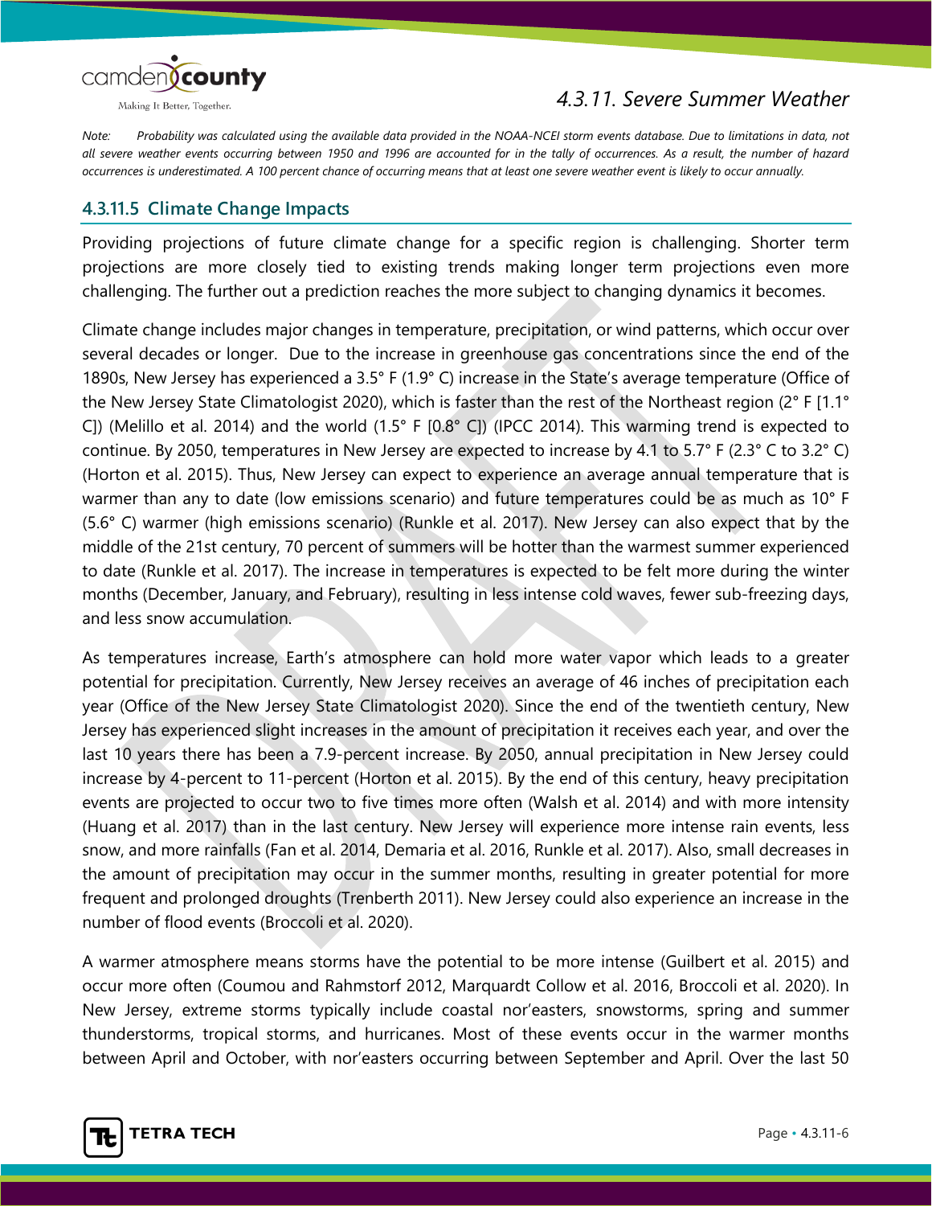*Note: Probability was calculated using the available data provided in the NOAA-NCEI storm events database. Due to limitations in data, not all severe weather events occurring between 1950 and 1996 are accounted for in the tally of occurrences. As a result, the number of hazard occurrences is underestimated. A 100 percent chance of occurring means that at least one severe weather event is likely to occur annually.*

### 4.3.11.5 Climate Change Impacts

Providing projections of future climate change for a specific region is challenging. Shorter term projections are more closely tied to existing trends making longer term projections even more challenging. The further out a prediction reaches the more subject to changing dynamics it becomes.

Climate change includes major changes in temperature, precipitation, or wind patterns, which occur over several decades or longer. Due to the increase in greenhouse gas concentrations since the end of the 1890s, New Jersey has experienced a 3.5° F (1.9° C) increase in the State's average temperature (Office of the New Jersey State Climatologist 2020), which is faster than the rest of the Northeast region (2° F [1.1° C]) (Melillo et al. 2014) and the world (1.5° F [0.8° C]) (IPCC 2014). This warming trend is expected to continue. By 2050, temperatures in New Jersey are expected to increase by 4.1 to 5.7° F (2.3° C to 3.2° C) (Horton et al. 2015). Thus, New Jersey can expect to experience an average annual temperature that is warmer than any to date (low emissions scenario) and future temperatures could be as much as 10° F (5.6° C) warmer (high emissions scenario) (Runkle et al. 2017). New Jersey can also expect that by the middle of the 21st century, 70 percent of summers will be hotter than the warmest summer experienced to date (Runkle et al. 2017). The increase in temperatures is expected to be felt more during the winter months (December, January, and February), resulting in less intense cold waves, fewer sub-freezing days, and less snow accumulation.

As temperatures increase, Earth's atmosphere can hold more water vapor which leads to a greater potential for precipitation. Currently, New Jersey receives an average of 46 inches of precipitation each year (Office of the New Jersey State Climatologist 2020). Since the end of the twentieth century, New Jersey has experienced slight increases in the amount of precipitation it receives each year, and over the last 10 years there has been a 7.9-percent increase. By 2050, annual precipitation in New Jersey could increase by 4-percent to 11-percent (Horton et al. 2015). By the end of this century, heavy precipitation events are projected to occur two to five times more often (Walsh et al. 2014) and with more intensity (Huang et al. 2017) than in the last century. New Jersey will experience more intense rain events, less snow, and more rainfalls (Fan et al. 2014, Demaria et al. 2016, Runkle et al. 2017). Also, small decreases in the amount of precipitation may occur in the summer months, resulting in greater potential for more frequent and prolonged droughts (Trenberth 2011). New Jersey could also experience an increase in the number of flood events (Broccoli et al. 2020).

A warmer atmosphere means storms have the potential to be more intense (Guilbert et al. 2015) and occur more often (Coumou and Rahmstorf 2012, Marquardt Collow et al. 2016, Broccoli et al. 2020). In New Jersey, extreme storms typically include coastal nor'easters, snowstorms, spring and summer thunderstorms, tropical storms, and hurricanes. Most of these events occur in the warmer months between April and October, with nor'easters occurring between September and April. Over the last 50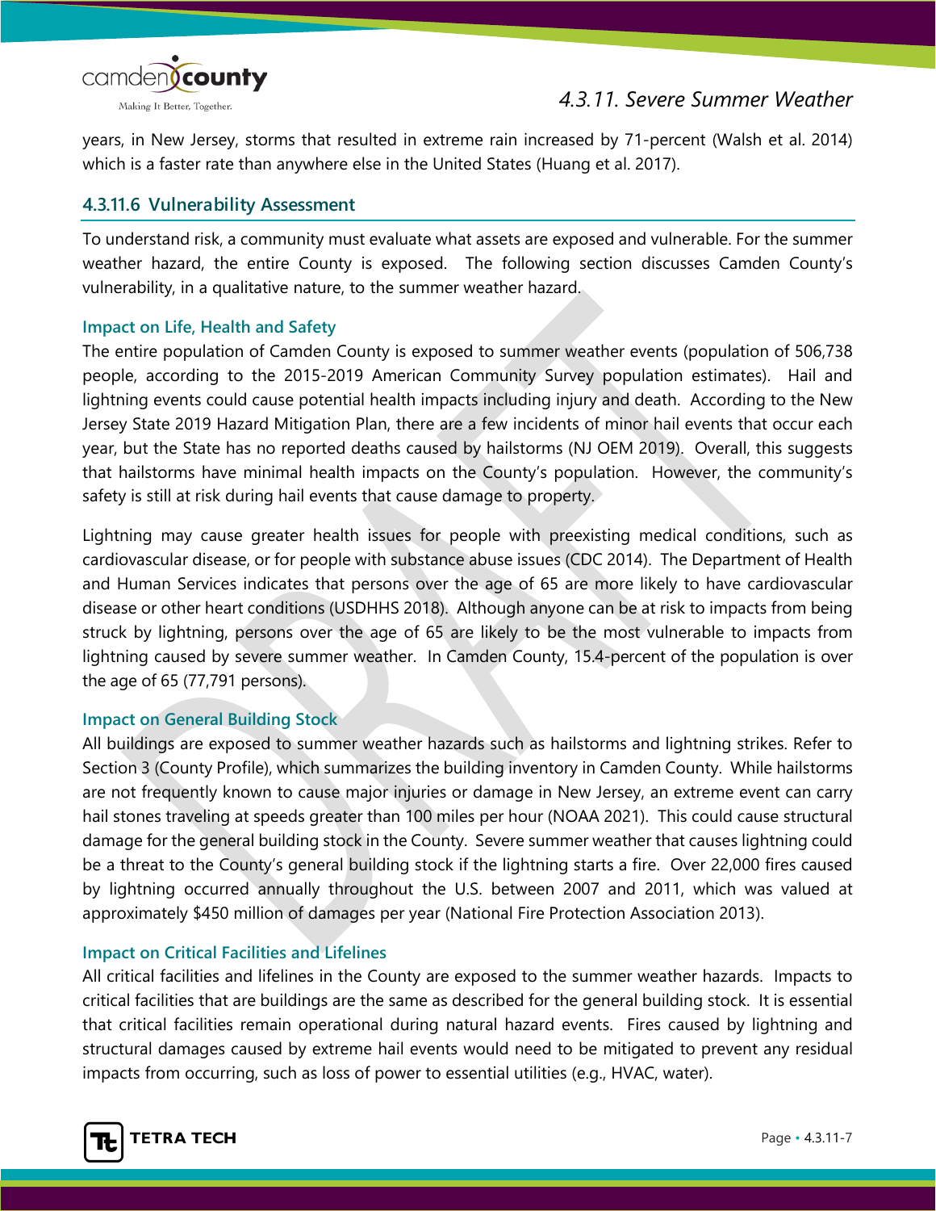years, in New Jersey, storms that resulted in extreme rain increased by 71-percent (Walsh et al. 2014) which is a faster rate than anywhere else in the United States (Huang et al. 2017).

### 4.3.11.6 Vulnerability Assessment

To understand risk, a community must evaluate what assets are exposed and vulnerable. For the summer weather hazard, the entire County is exposed. The following section discusses Camden County's vulnerability, in a qualitative nature, to the summer weather hazard.

#### Impact on Life, Health and Safety

The entire population of Camden County is exposed to summer weather events (population of 506,738 people, according to the 2015-2019 American Community Survey population estimates). Hail and lightning events could cause potential health impacts including injury and death. According to the New Jersey State 2019 Hazard Mitigation Plan, there are a few incidents of minor hail events that occur each year, but the State has no reported deaths caused by hailstorms (NJ OEM 2019). Overall, this suggests that hailstorms have minimal health impacts on the County's population. However, the community's safety is still at risk during hail events that cause damage to property.

Lightning may cause greater health issues for people with preexisting medical conditions, such as cardiovascular disease, or for people with substance abuse issues (CDC 2014). The Department of Health and Human Services indicates that persons over the age of 65 are more likely to have cardiovascular disease or other heart conditions (USDHHS 2018). Although anyone can be at risk to impacts from being struck by lightning, persons over the age of 65 are likely to be the most vulnerable to impacts from lightning caused by severe summer weather. In Camden County, 15.4-percent of the population is over the age of 65 (77,791 persons).

#### Impact on General Building Stock

All buildings are exposed to summer weather hazards such as hailstorms and lightning strikes. Refer to Section 3 (County Profile), which summarizes the building inventory in Camden County. While hailstorms are not frequently known to cause major injuries or damage in New Jersey, an extreme event can carry hail stones traveling at speeds greater than 100 miles per hour (NOAA 2021). This could cause structural damage for the general building stock in the County. Severe summer weather that causes lightning could be a threat to the County's general building stock if the lightning starts a fire. Over 22,000 fires caused by lightning occurred annually throughout the U.S. between 2007 and 2011, which was valued at approximately $450 million of damages per year (National Fire Protection Association 2013).

#### Impact on Critical Facilities and Lifelines

All critical facilities and lifelines in the County are exposed to the summer weather hazards. Impacts to critical facilities that are buildings are the same as described for the general building stock. It is essential that critical facilities remain operational during natural hazard events. Fires caused by lightning and structural damages caused by extreme hail events would need to be mitigated to prevent any residual impacts from occurring, such as loss of power to essential utilities (e.g., HVAC, water).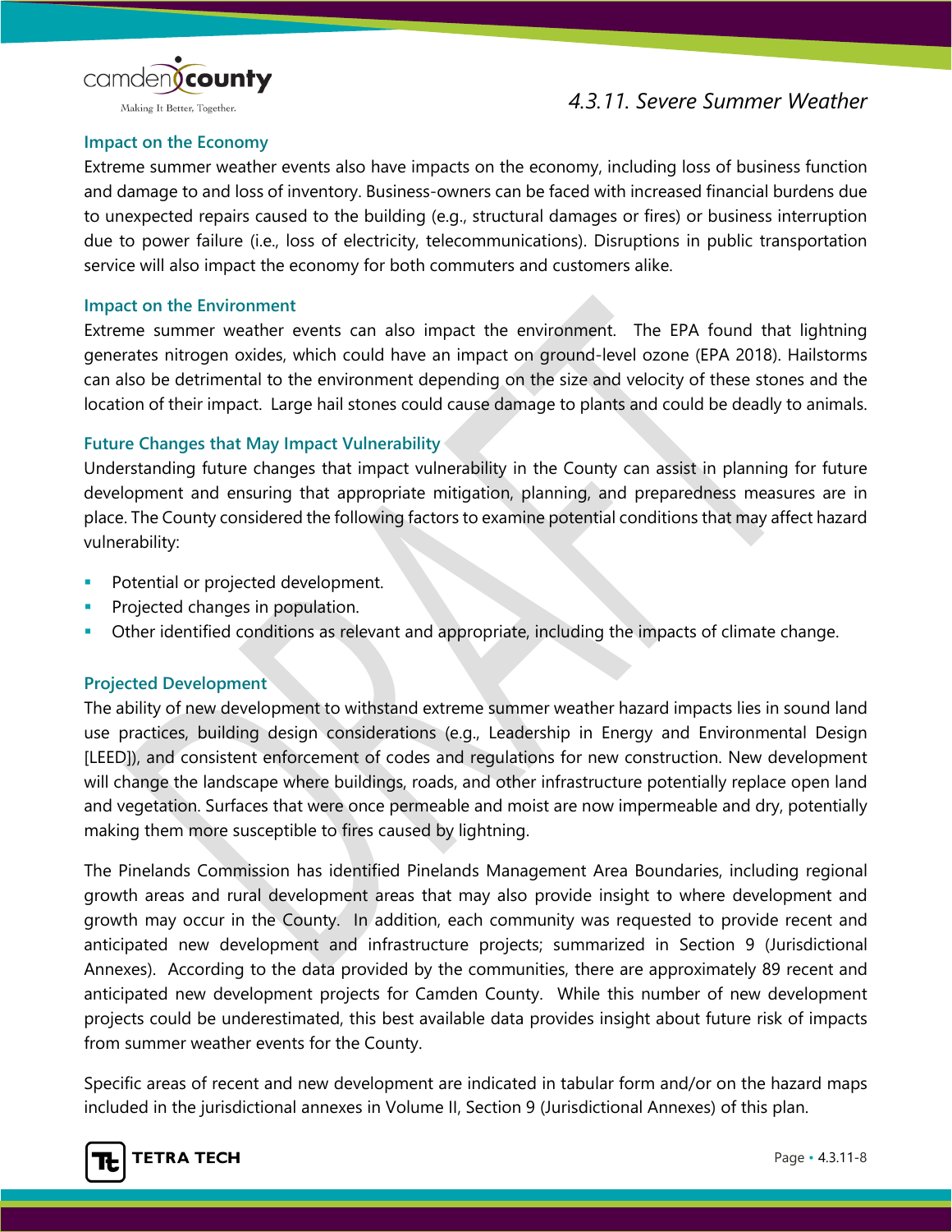#### Impact on the Economy

Extreme summer weather events also have impacts on the economy, including loss of business function and damage to and loss of inventory. Business-owners can be faced with increased financial burdens due to unexpected repairs caused to the building (e.g., structural damages or fires) or business interruption due to power failure (i.e., loss of electricity, telecommunications). Disruptions in public transportation service will also impact the economy for both commuters and customers alike.

#### Impact on the Environment

Extreme summer weather events can also impact the environment. The EPA found that lightning generates nitrogen oxides, which could have an impact on ground-level ozone (EPA 2018). Hailstorms can also be detrimental to the environment depending on the size and velocity of these stones and the location of their impact. Large hail stones could cause damage to plants and could be deadly to animals.

#### Future Changes that May Impact Vulnerability

Understanding future changes that impact vulnerability in the County can assist in planning for future development and ensuring that appropriate mitigation, planning, and preparedness measures are in place. The County considered the following factors to examine potential conditions that may affect hazard vulnerability:

- Potential or projected development.
- Projected changes in population.
- Other identified conditions as relevant and appropriate, including the impacts of climate change.

#### Projected Development

The ability of new development to withstand extreme summer weather hazard impacts lies in sound land use practices, building design considerations (e.g., Leadership in Energy and Environmental Design [LEED]), and consistent enforcement of codes and regulations for new construction. New development will change the landscape where buildings, roads, and other infrastructure potentially replace open land and vegetation. Surfaces that were once permeable and moist are now impermeable and dry, potentially making them more susceptible to fires caused by lightning.

The Pinelands Commission has identified Pinelands Management Area Boundaries, including regional growth areas and rural development areas that may also provide insight to where development and growth may occur in the County. In addition, each community was requested to provide recent and anticipated new development and infrastructure projects; summarized in Section 9 (Jurisdictional Annexes). According to the data provided by the communities, there are approximately 89 recent and anticipated new development projects for Camden County. While this number of new development projects could be underestimated, this best available data provides insight about future risk of impacts from summer weather events for the County.

Specific areas of recent and new development are indicated in tabular form and/or on the hazard maps included in the jurisdictional annexes in Volume II, Section 9 (Jurisdictional Annexes) of this plan.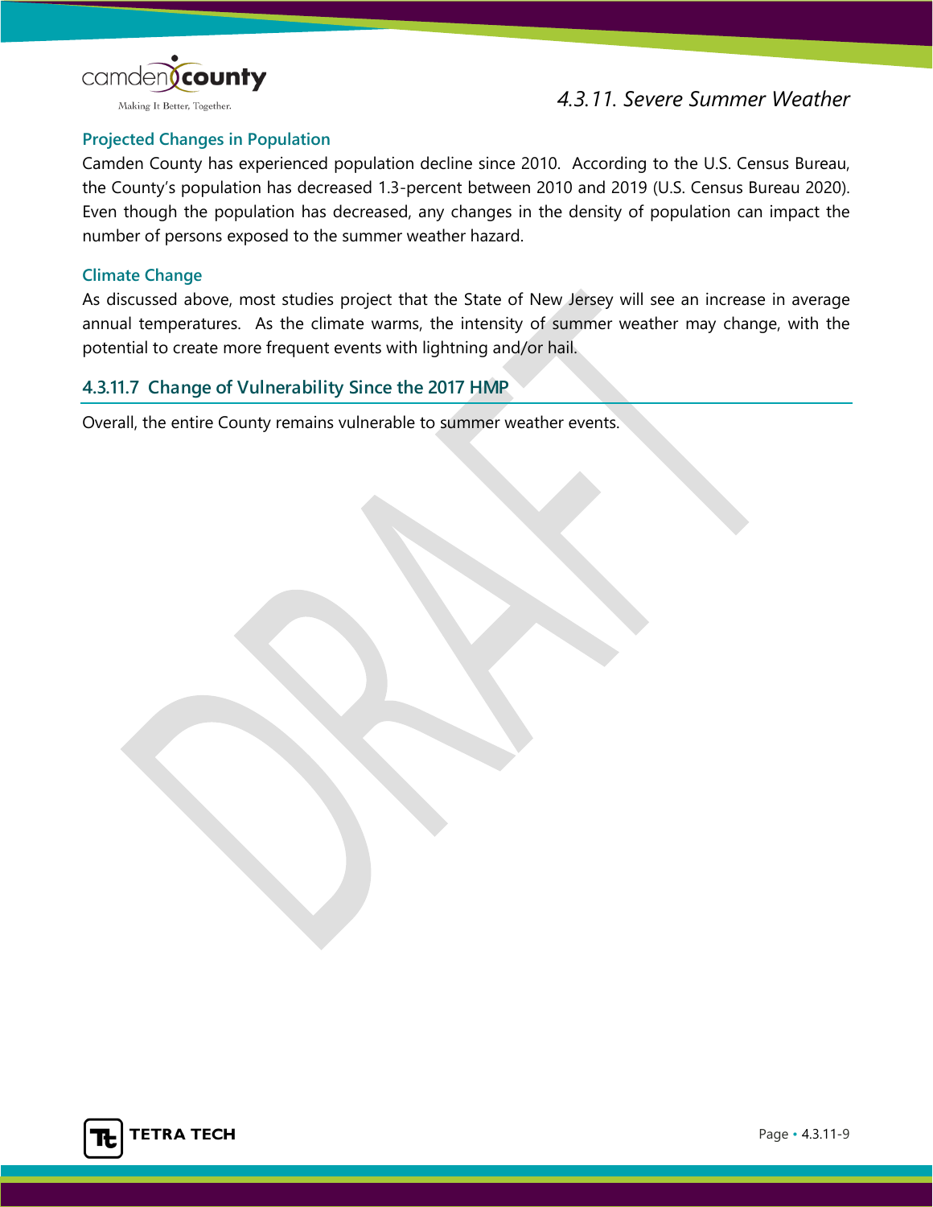### Projected Changes in Population

Camden County has experienced population decline since 2010. According to the U.S. Census Bureau, the County's population has decreased 1.3-percent between 2010 and 2019 (U.S. Census Bureau 2020). Even though the population has decreased, any changes in the density of population can impact the number of persons exposed to the summer weather hazard.

### Climate Change

As discussed above, most studies project that the State of New Jersey will see an increase in average annual temperatures. As the climate warms, the intensity of summer weather may change, with the potential to create more frequent events with lightning and/or hail.

## 4.3.11.7 Change of Vulnerability Since the 2017 HMP

Overall, the entire County remains vulnerable to summer weather events.